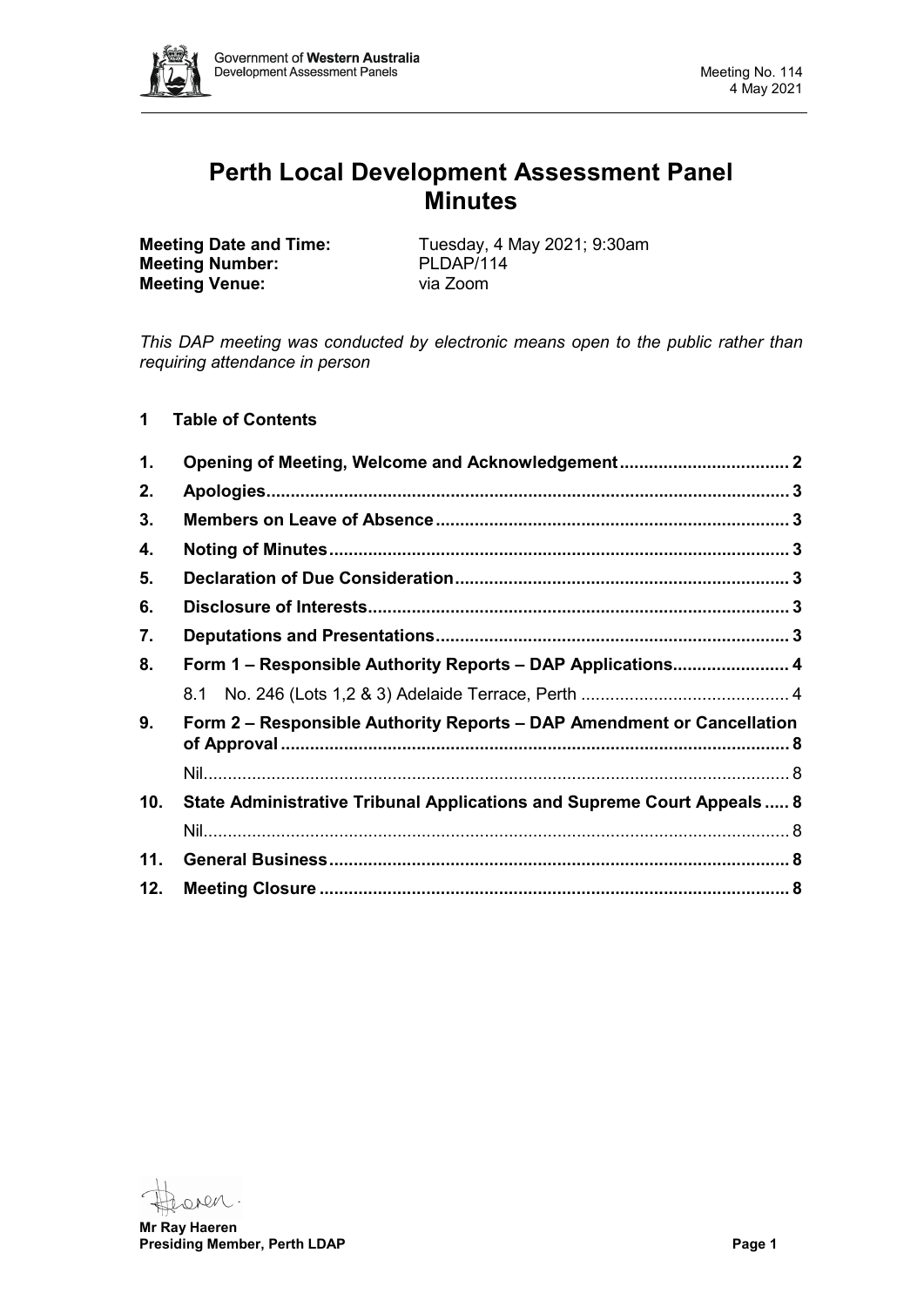# Perth Local Development Assessment Panel Minutes

**Meeting Date and Time:** Tuesday, 4 May 2021; 9:30am
**Meeting Number:** PLDAP/114
**Meeting Venue:** via Zoom

*This DAP meeting was conducted by electronic means open to the public rather than requiring attendance in person*

## 1 Table of Contents

1. **Opening of Meeting, Welcome and Acknowledgement** ..... 2
2. **Apologies** ..... 3
3. **Members on Leave of Absence** ..... 3
4. **Noting of Minutes** ..... 3
5. **Declaration of Due Consideration** ..... 3
6. **Disclosure of Interests** ..... 3
7. **Deputations and Presentations** ..... 3
8. **Form 1 – Responsible Authority Reports – DAP Applications** ..... 4
   - 8.1 No. 246 (Lots 1,2 & 3) Adelaide Terrace, Perth ..... 4
9. **Form 2 – Responsible Authority Reports – DAP Amendment or Cancellation of Approval** ..... 8
   - Nil ..... 8
10. **State Administrative Tribunal Applications and Supreme Court Appeals** ..... 8
    - Nil ..... 8
11. **General Business** ..... 8
12. **Meeting Closure** ..... 8

**Mr Ray Haeren**
**Presiding Member, Perth LDAP**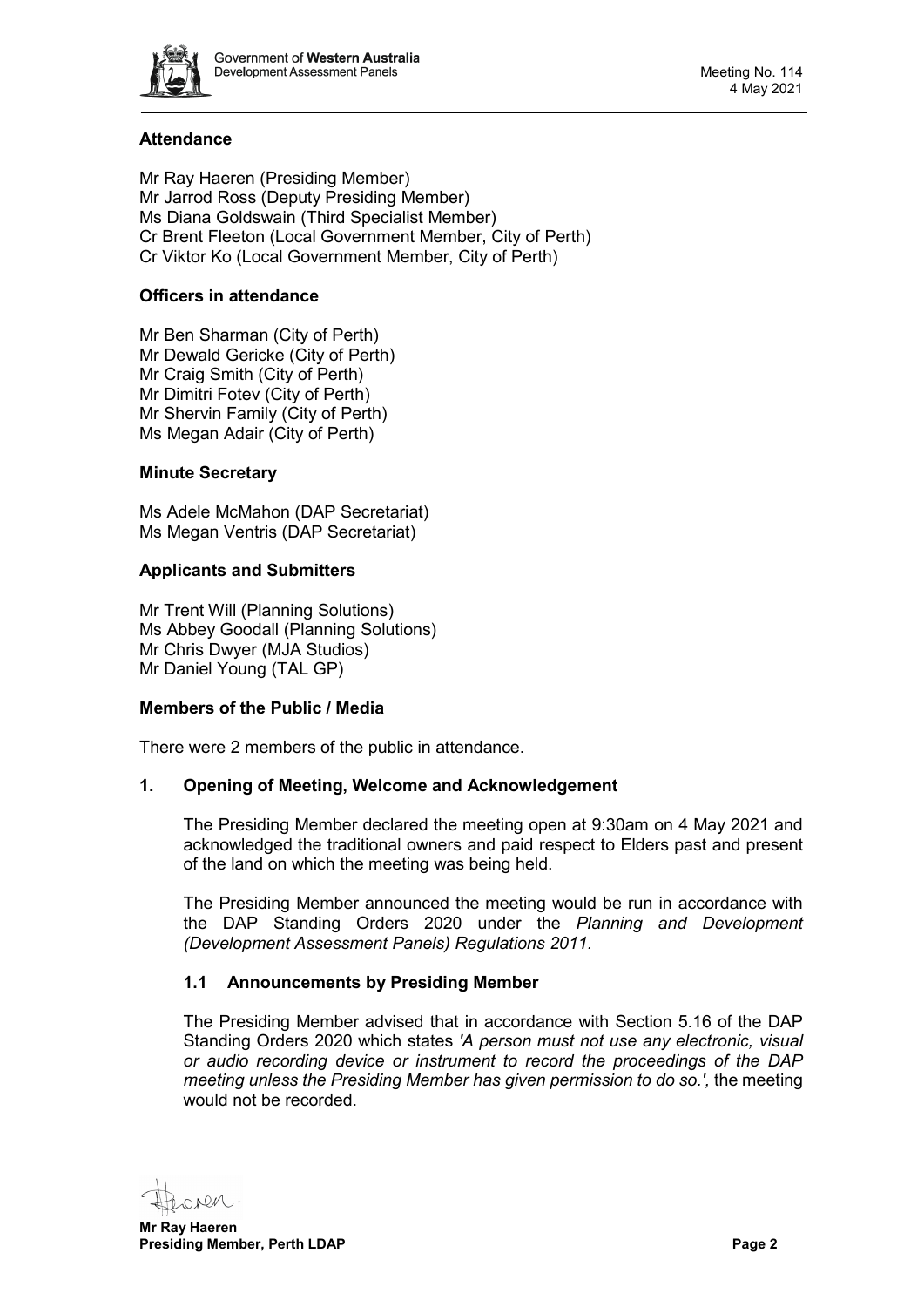## Attendance

Mr Ray Haeren (Presiding Member)
Mr Jarrod Ross (Deputy Presiding Member)
Ms Diana Goldswain (Third Specialist Member)
Cr Brent Fleeton (Local Government Member, City of Perth)
Cr Viktor Ko (Local Government Member, City of Perth)

## Officers in attendance

Mr Ben Sharman (City of Perth)
Mr Dewald Gericke (City of Perth)
Mr Craig Smith (City of Perth)
Mr Dimitri Fotev (City of Perth)
Mr Shervin Family (City of Perth)
Ms Megan Adair (City of Perth)

## Minute Secretary

Ms Adele McMahon (DAP Secretariat)
Ms Megan Ventris (DAP Secretariat)

## Applicants and Submitters

Mr Trent Will (Planning Solutions)
Ms Abbey Goodall (Planning Solutions)
Mr Chris Dwyer (MJA Studios)
Mr Daniel Young (TAL GP)

## Members of the Public / Media

There were 2 members of the public in attendance.

## 1. Opening of Meeting, Welcome and Acknowledgement

The Presiding Member declared the meeting open at 9:30am on 4 May 2021 and acknowledged the traditional owners and paid respect to Elders past and present of the land on which the meeting was being held.

The Presiding Member announced the meeting would be run in accordance with the DAP Standing Orders 2020 under the *Planning and Development (Development Assessment Panels) Regulations 2011.*

### 1.1 Announcements by Presiding Member

The Presiding Member advised that in accordance with Section 5.16 of the DAP Standing Orders 2020 which states *'A person must not use any electronic, visual or audio recording device or instrument to record the proceedings of the DAP meeting unless the Presiding Member has given permission to do so.',* the meeting would not be recorded.

**Mr Ray Haeren**
**Presiding Member, Perth LDAP**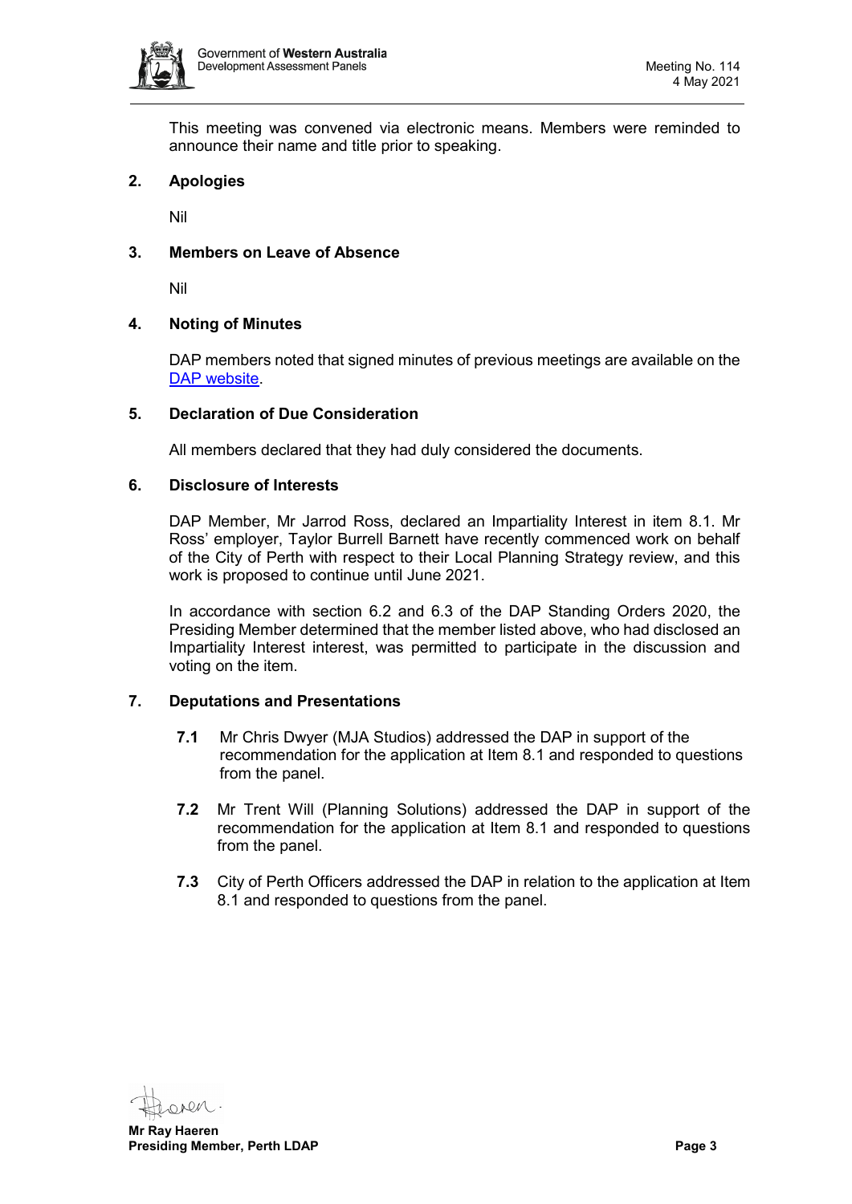This meeting was convened via electronic means. Members were reminded to announce their name and title prior to speaking.

## 2. Apologies

Nil

## 3. Members on Leave of Absence

Nil

## 4. Noting of Minutes

DAP members noted that signed minutes of previous meetings are available on the [DAP website](DAP website).

## 5. Declaration of Due Consideration

All members declared that they had duly considered the documents.

## 6. Disclosure of Interests

DAP Member, Mr Jarrod Ross, declared an Impartiality Interest in item 8.1. Mr Ross' employer, Taylor Burrell Barnett have recently commenced work on behalf of the City of Perth with respect to their Local Planning Strategy review, and this work is proposed to continue until June 2021.

In accordance with section 6.2 and 6.3 of the DAP Standing Orders 2020, the Presiding Member determined that the member listed above, who had disclosed an Impartiality Interest interest, was permitted to participate in the discussion and voting on the item.

## 7. Deputations and Presentations

**7.1** Mr Chris Dwyer (MJA Studios) addressed the DAP in support of the recommendation for the application at Item 8.1 and responded to questions from the panel.

**7.2** Mr Trent Will (Planning Solutions) addressed the DAP in support of the recommendation for the application at Item 8.1 and responded to questions from the panel.

**7.3** City of Perth Officers addressed the DAP in relation to the application at Item 8.1 and responded to questions from the panel.

**Mr Ray Haeren**
**Presiding Member, Perth LDAP**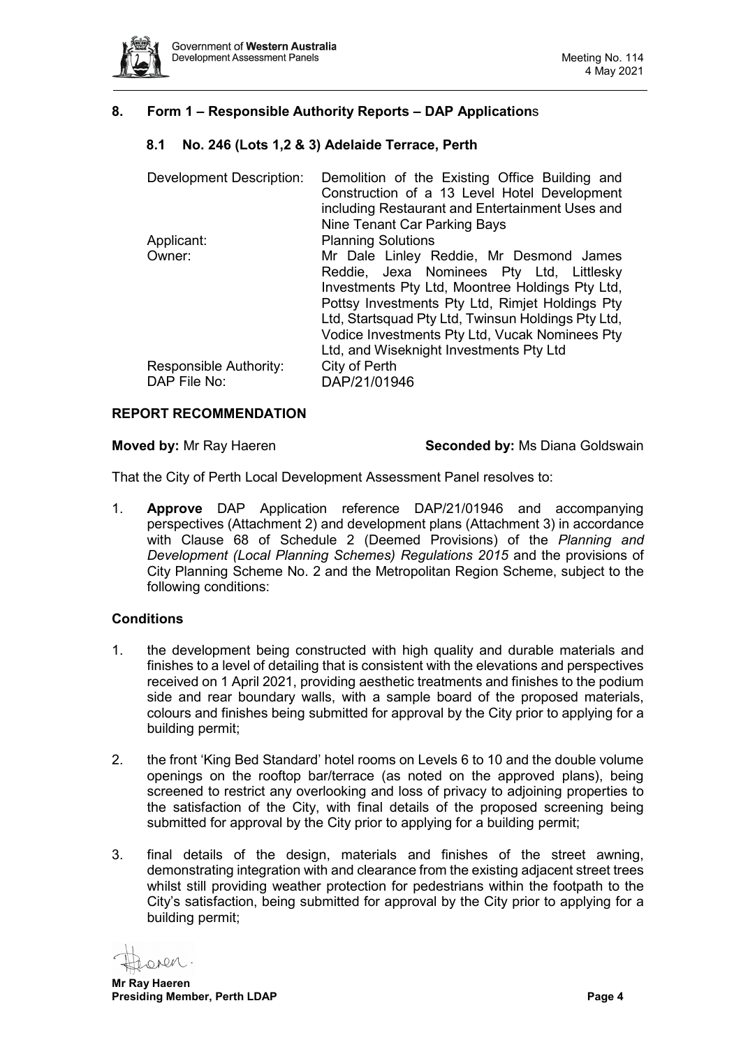## 8. Form 1 – Responsible Authority Reports – DAP Applications

### 8.1 No. 246 (Lots 1,2 & 3) Adelaide Terrace, Perth

| | |
|---|---|
| Development Description: | Demolition of the Existing Office Building and Construction of a 13 Level Hotel Development including Restaurant and Entertainment Uses and Nine Tenant Car Parking Bays |
| Applicant: | Planning Solutions |
| Owner: | Mr Dale Linley Reddie, Mr Desmond James Reddie, Jexa Nominees Pty Ltd, Littlesky Investments Pty Ltd, Moontree Holdings Pty Ltd, Pottsy Investments Pty Ltd, Rimjet Holdings Pty Ltd, Startsquad Pty Ltd, Twinsun Holdings Pty Ltd, Vodice Investments Pty Ltd, Vucak Nominees Pty Ltd, and Wiseknight Investments Pty Ltd |
| Responsible Authority: | City of Perth |
| DAP File No: | DAP/21/01946 |

**REPORT RECOMMENDATION**

**Moved by:** Mr Ray Haeren **Seconded by:** Ms Diana Goldswain

That the City of Perth Local Development Assessment Panel resolves to:

1. **Approve** DAP Application reference DAP/21/01946 and accompanying perspectives (Attachment 2) and development plans (Attachment 3) in accordance with Clause 68 of Schedule 2 (Deemed Provisions) of the *Planning and Development (Local Planning Schemes) Regulations 2015* and the provisions of City Planning Scheme No. 2 and the Metropolitan Region Scheme, subject to the following conditions:

**Conditions**

1. the development being constructed with high quality and durable materials and finishes to a level of detailing that is consistent with the elevations and perspectives received on 1 April 2021, providing aesthetic treatments and finishes to the podium side and rear boundary walls, with a sample board of the proposed materials, colours and finishes being submitted for approval by the City prior to applying for a building permit;

2. the front 'King Bed Standard' hotel rooms on Levels 6 to 10 and the double volume openings on the rooftop bar/terrace (as noted on the approved plans), being screened to restrict any overlooking and loss of privacy to adjoining properties to the satisfaction of the City, with final details of the proposed screening being submitted for approval by the City prior to applying for a building permit;

3. final details of the design, materials and finishes of the street awning, demonstrating integration with and clearance from the existing adjacent street trees whilst still providing weather protection for pedestrians within the footpath to the City's satisfaction, being submitted for approval by the City prior to applying for a building permit;

**Mr Ray Haeren**
**Presiding Member, Perth LDAP**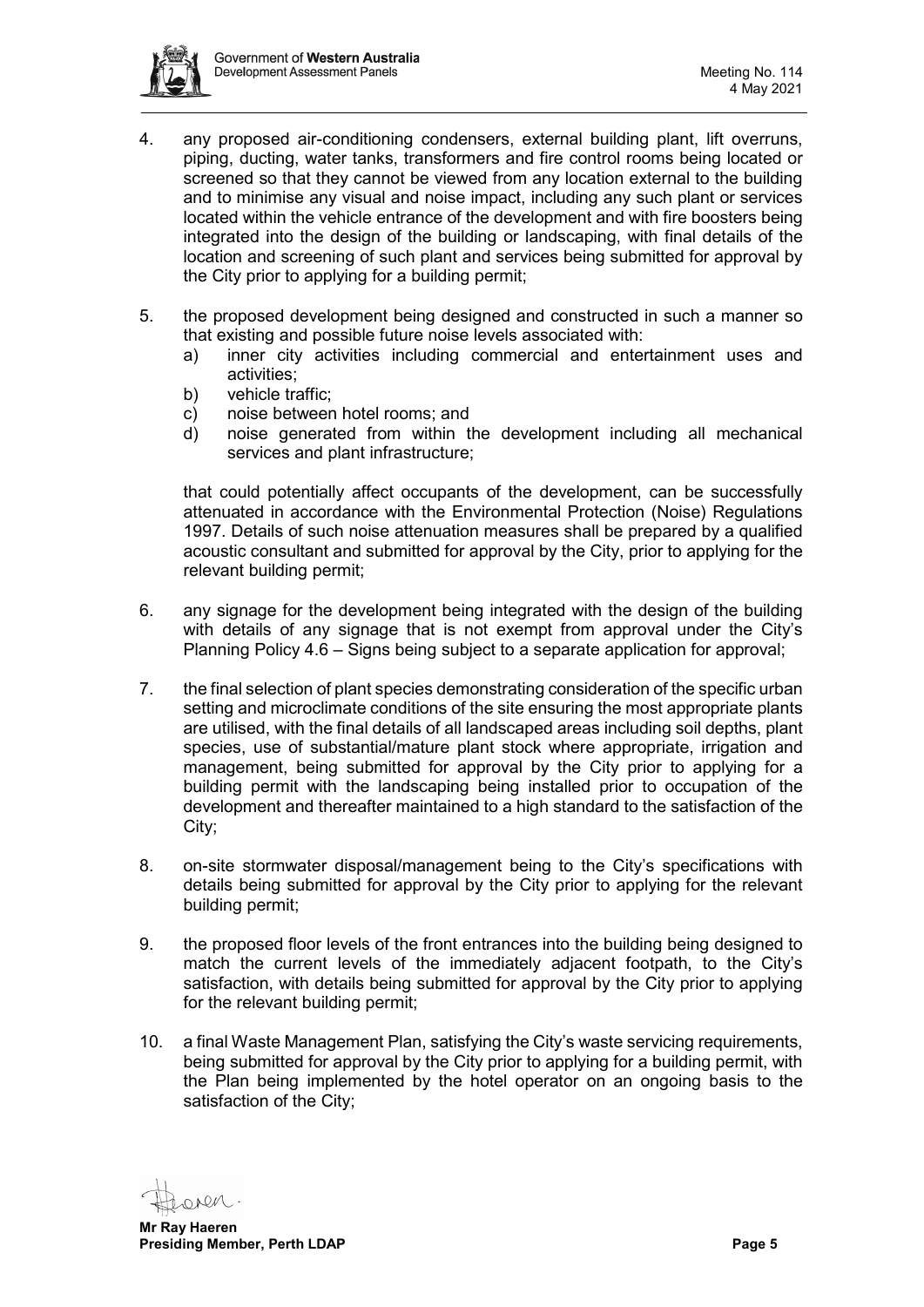4. any proposed air-conditioning condensers, external building plant, lift overruns, piping, ducting, water tanks, transformers and fire control rooms being located or screened so that they cannot be viewed from any location external to the building and to minimise any visual and noise impact, including any such plant or services located within the vehicle entrance of the development and with fire boosters being integrated into the design of the building or landscaping, with final details of the location and screening of such plant and services being submitted for approval by the City prior to applying for a building permit;

5. the proposed development being designed and constructed in such a manner so that existing and possible future noise levels associated with:
   a) inner city activities including commercial and entertainment uses and activities;
   b) vehicle traffic;
   c) noise between hotel rooms; and
   d) noise generated from within the development including all mechanical services and plant infrastructure;

   that could potentially affect occupants of the development, can be successfully attenuated in accordance with the Environmental Protection (Noise) Regulations 1997. Details of such noise attenuation measures shall be prepared by a qualified acoustic consultant and submitted for approval by the City, prior to applying for the relevant building permit;

6. any signage for the development being integrated with the design of the building with details of any signage that is not exempt from approval under the City's Planning Policy 4.6 – Signs being subject to a separate application for approval;

7. the final selection of plant species demonstrating consideration of the specific urban setting and microclimate conditions of the site ensuring the most appropriate plants are utilised, with the final details of all landscaped areas including soil depths, plant species, use of substantial/mature plant stock where appropriate, irrigation and management, being submitted for approval by the City prior to applying for a building permit with the landscaping being installed prior to occupation of the development and thereafter maintained to a high standard to the satisfaction of the City;

8. on-site stormwater disposal/management being to the City's specifications with details being submitted for approval by the City prior to applying for the relevant building permit;

9. the proposed floor levels of the front entrances into the building being designed to match the current levels of the immediately adjacent footpath, to the City's satisfaction, with details being submitted for approval by the City prior to applying for the relevant building permit;

10. a final Waste Management Plan, satisfying the City's waste servicing requirements, being submitted for approval by the City prior to applying for a building permit, with the Plan being implemented by the hotel operator on an ongoing basis to the satisfaction of the City;

**Mr Ray Haeren**
**Presiding Member, Perth LDAP**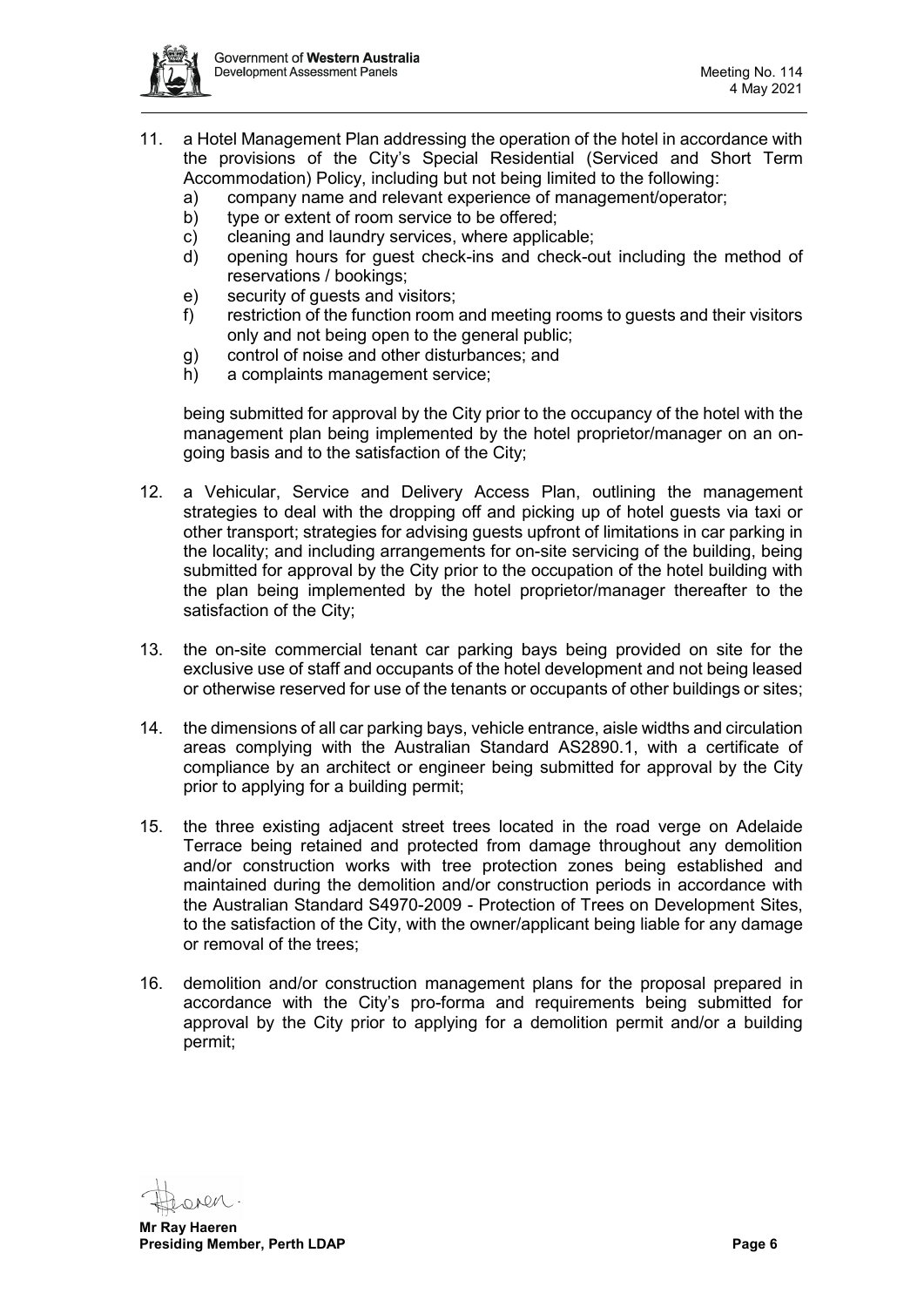11. a Hotel Management Plan addressing the operation of the hotel in accordance with the provisions of the City's Special Residential (Serviced and Short Term Accommodation) Policy, including but not being limited to the following:
    a) company name and relevant experience of management/operator;
    b) type or extent of room service to be offered;
    c) cleaning and laundry services, where applicable;
    d) opening hours for guest check-ins and check-out including the method of reservations / bookings;
    e) security of guests and visitors;
    f) restriction of the function room and meeting rooms to guests and their visitors only and not being open to the general public;
    g) control of noise and other disturbances; and
    h) a complaints management service;

    being submitted for approval by the City prior to the occupancy of the hotel with the management plan being implemented by the hotel proprietor/manager on an on-going basis and to the satisfaction of the City;

12. a Vehicular, Service and Delivery Access Plan, outlining the management strategies to deal with the dropping off and picking up of hotel guests via taxi or other transport; strategies for advising guests upfront of limitations in car parking in the locality; and including arrangements for on-site servicing of the building, being submitted for approval by the City prior to the occupation of the hotel building with the plan being implemented by the hotel proprietor/manager thereafter to the satisfaction of the City;

13. the on-site commercial tenant car parking bays being provided on site for the exclusive use of staff and occupants of the hotel development and not being leased or otherwise reserved for use of the tenants or occupants of other buildings or sites;

14. the dimensions of all car parking bays, vehicle entrance, aisle widths and circulation areas complying with the Australian Standard AS2890.1, with a certificate of compliance by an architect or engineer being submitted for approval by the City prior to applying for a building permit;

15. the three existing adjacent street trees located in the road verge on Adelaide Terrace being retained and protected from damage throughout any demolition and/or construction works with tree protection zones being established and maintained during the demolition and/or construction periods in accordance with the Australian Standard S4970-2009 - Protection of Trees on Development Sites, to the satisfaction of the City, with the owner/applicant being liable for any damage or removal of the trees;

16. demolition and/or construction management plans for the proposal prepared in accordance with the City's pro-forma and requirements being submitted for approval by the City prior to applying for a demolition permit and/or a building permit;

**Mr Ray Haeren**
**Presiding Member, Perth LDAP**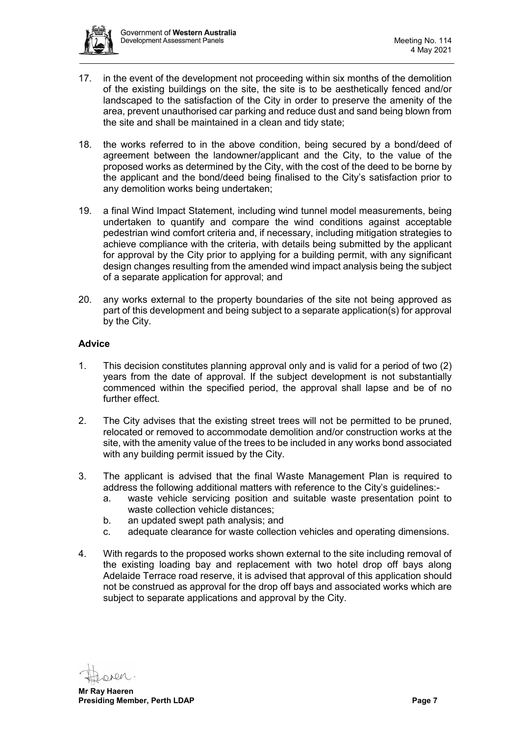17. in the event of the development not proceeding within six months of the demolition of the existing buildings on the site, the site is to be aesthetically fenced and/or landscaped to the satisfaction of the City in order to preserve the amenity of the area, prevent unauthorised car parking and reduce dust and sand being blown from the site and shall be maintained in a clean and tidy state;

18. the works referred to in the above condition, being secured by a bond/deed of agreement between the landowner/applicant and the City, to the value of the proposed works as determined by the City, with the cost of the deed to be borne by the applicant and the bond/deed being finalised to the City's satisfaction prior to any demolition works being undertaken;

19. a final Wind Impact Statement, including wind tunnel model measurements, being undertaken to quantify and compare the wind conditions against acceptable pedestrian wind comfort criteria and, if necessary, including mitigation strategies to achieve compliance with the criteria, with details being submitted by the applicant for approval by the City prior to applying for a building permit, with any significant design changes resulting from the amended wind impact analysis being the subject of a separate application for approval; and

20. any works external to the property boundaries of the site not being approved as part of this development and being subject to a separate application(s) for approval by the City.

**Advice**

1. This decision constitutes planning approval only and is valid for a period of two (2) years from the date of approval. If the subject development is not substantially commenced within the specified period, the approval shall lapse and be of no further effect.

2. The City advises that the existing street trees will not be permitted to be pruned, relocated or removed to accommodate demolition and/or construction works at the site, with the amenity value of the trees to be included in any works bond associated with any building permit issued by the City.

3. The applicant is advised that the final Waste Management Plan is required to address the following additional matters with reference to the City's guidelines:-
   a. waste vehicle servicing position and suitable waste presentation point to waste collection vehicle distances;
   b. an updated swept path analysis; and
   c. adequate clearance for waste collection vehicles and operating dimensions.

4. With regards to the proposed works shown external to the site including removal of the existing loading bay and replacement with two hotel drop off bays along Adelaide Terrace road reserve, it is advised that approval of this application should not be construed as approval for the drop off bays and associated works which are subject to separate applications and approval by the City.

**Mr Ray Haeren**
**Presiding Member, Perth LDAP**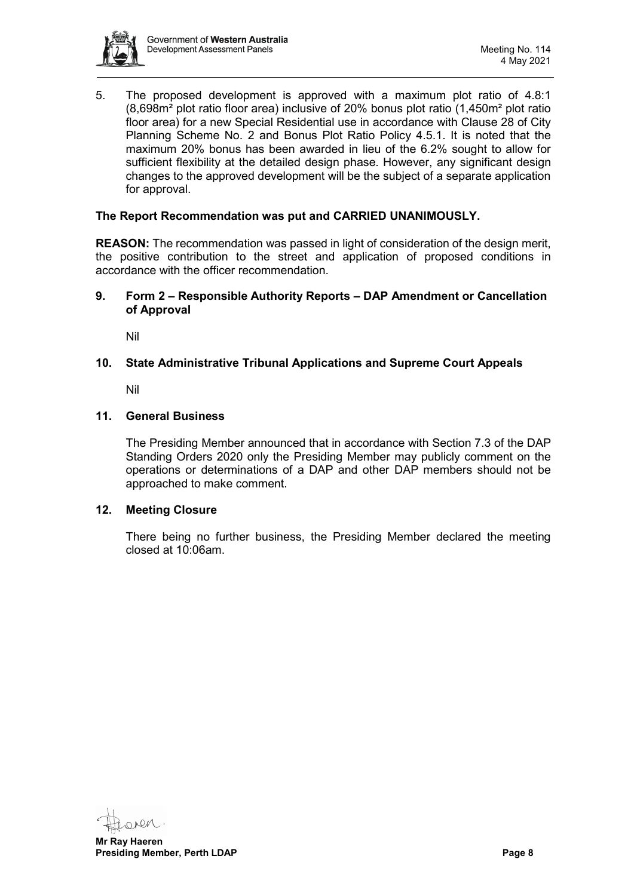5. The proposed development is approved with a maximum plot ratio of 4.8:1 (8,698m² plot ratio floor area) inclusive of 20% bonus plot ratio (1,450m² plot ratio floor area) for a new Special Residential use in accordance with Clause 28 of City Planning Scheme No. 2 and Bonus Plot Ratio Policy 4.5.1. It is noted that the maximum 20% bonus has been awarded in lieu of the 6.2% sought to allow for sufficient flexibility at the detailed design phase. However, any significant design changes to the approved development will be the subject of a separate application for approval.

**The Report Recommendation was put and CARRIED UNANIMOUSLY.**

**REASON:** The recommendation was passed in light of consideration of the design merit, the positive contribution to the street and application of proposed conditions in accordance with the officer recommendation.

## 9. Form 2 – Responsible Authority Reports – DAP Amendment or Cancellation of Approval

Nil

## 10. State Administrative Tribunal Applications and Supreme Court Appeals

Nil

## 11. General Business

The Presiding Member announced that in accordance with Section 7.3 of the DAP Standing Orders 2020 only the Presiding Member may publicly comment on the operations or determinations of a DAP and other DAP members should not be approached to make comment.

## 12. Meeting Closure

There being no further business, the Presiding Member declared the meeting closed at 10:06am.

**Mr Ray Haeren**
**Presiding Member, Perth LDAP**